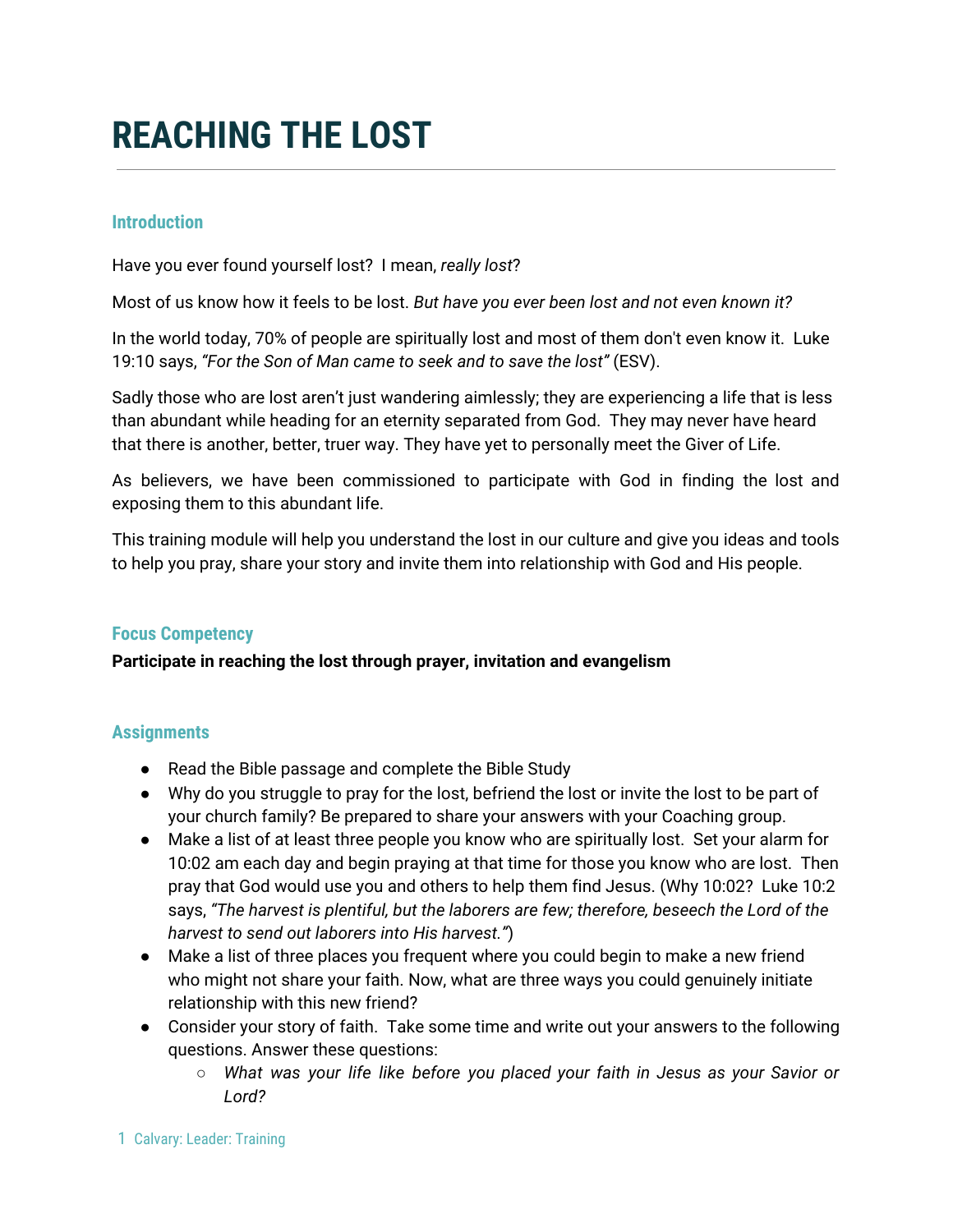# REACHING THE LOST

## Introduction

Have you ever found yourself lost? I mean, *really lost*?

Most of us know how it feels to be lost. *But have you ever been lost and not even known it?*

In the world today, 70% of people are spiritually lost and most of them don't even know it. Luke 19:10 says, *"For the Son of Man came to seek and to save the lost"* (ESV).

Sadly those who are lost aren't just wandering aimlessly; they are experiencing a life that is less than abundant while heading for an eternity separated from God. They may never have heard that there is another, better, truer way. They have yet to personally meet the Giver of Life.

As believers, we have been commissioned to participate with God in finding the lost and exposing them to this abundant life.

This training module will help you understand the lost in our culture and give you ideas and tools to help you pray, share your story and invite them into relationship with God and His people.

## Focus Competency

**Participate in reaching the lost through prayer, invitation and evangelism**

## Assignments

- Read the Bible passage and complete the Bible Study
- Why do you struggle to pray for the lost, befriend the lost or invite the lost to be part of your church family? Be prepared to share your answers with your Coaching group.
- Make a list of at least three people you know who are spiritually lost. Set your alarm for 10:02 am each day and begin praying at that time for those you know who are lost. Then pray that God would use you and others to help them find Jesus. (Why 10:02? Luke 10:2 says, *"The harvest is plentiful, but the laborers are few; therefore, beseech the Lord of the harvest to send out laborers into His harvest."*)
- Make a list of three places you frequent where you could begin to make a new friend who might not share your faith. Now, what are three ways you could genuinely initiate relationship with this new friend?
- Consider your story of faith. Take some time and write out your answers to the following questions. Answer these questions:
    - *What was your life like before you placed your faith in Jesus as your Savior or Lord?*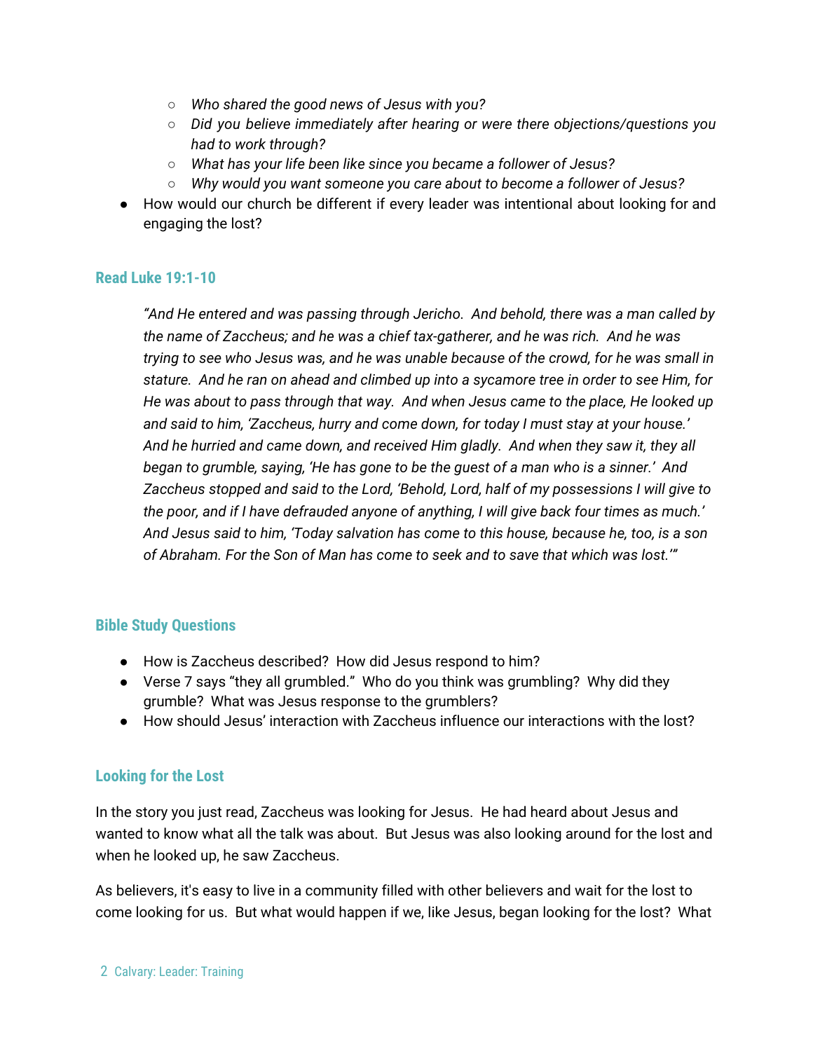- *Who shared the good news of Jesus with you?*
  - *Did you believe immediately after hearing or were there objections/questions you had to work through?*
  - *What has your life been like since you became a follower of Jesus?*
  - *Why would you want someone you care about to become a follower of Jesus?*
- How would our church be different if every leader was intentional about looking for and engaging the lost?

## Read Luke 19:1-10

> *"And He entered and was passing through Jericho. And behold, there was a man called by the name of Zaccheus; and he was a chief tax-gatherer, and he was rich. And he was trying to see who Jesus was, and he was unable because of the crowd, for he was small in stature. And he ran on ahead and climbed up into a sycamore tree in order to see Him, for He was about to pass through that way. And when Jesus came to the place, He looked up and said to him, 'Zaccheus, hurry and come down, for today I must stay at your house.' And he hurried and came down, and received Him gladly. And when they saw it, they all began to grumble, saying, 'He has gone to be the guest of a man who is a sinner.' And Zaccheus stopped and said to the Lord, 'Behold, Lord, half of my possessions I will give to the poor, and if I have defrauded anyone of anything, I will give back four times as much.' And Jesus said to him, 'Today salvation has come to this house, because he, too, is a son of Abraham. For the Son of Man has come to seek and to save that which was lost.'"*

## Bible Study Questions

- How is Zaccheus described? How did Jesus respond to him?
- Verse 7 says "they all grumbled." Who do you think was grumbling? Why did they grumble? What was Jesus response to the grumblers?
- How should Jesus' interaction with Zaccheus influence our interactions with the lost?

## Looking for the Lost

In the story you just read, Zaccheus was looking for Jesus. He had heard about Jesus and wanted to know what all the talk was about. But Jesus was also looking around for the lost and when he looked up, he saw Zaccheus.

As believers, it's easy to live in a community filled with other believers and wait for the lost to come looking for us. But what would happen if we, like Jesus, began looking for the lost? What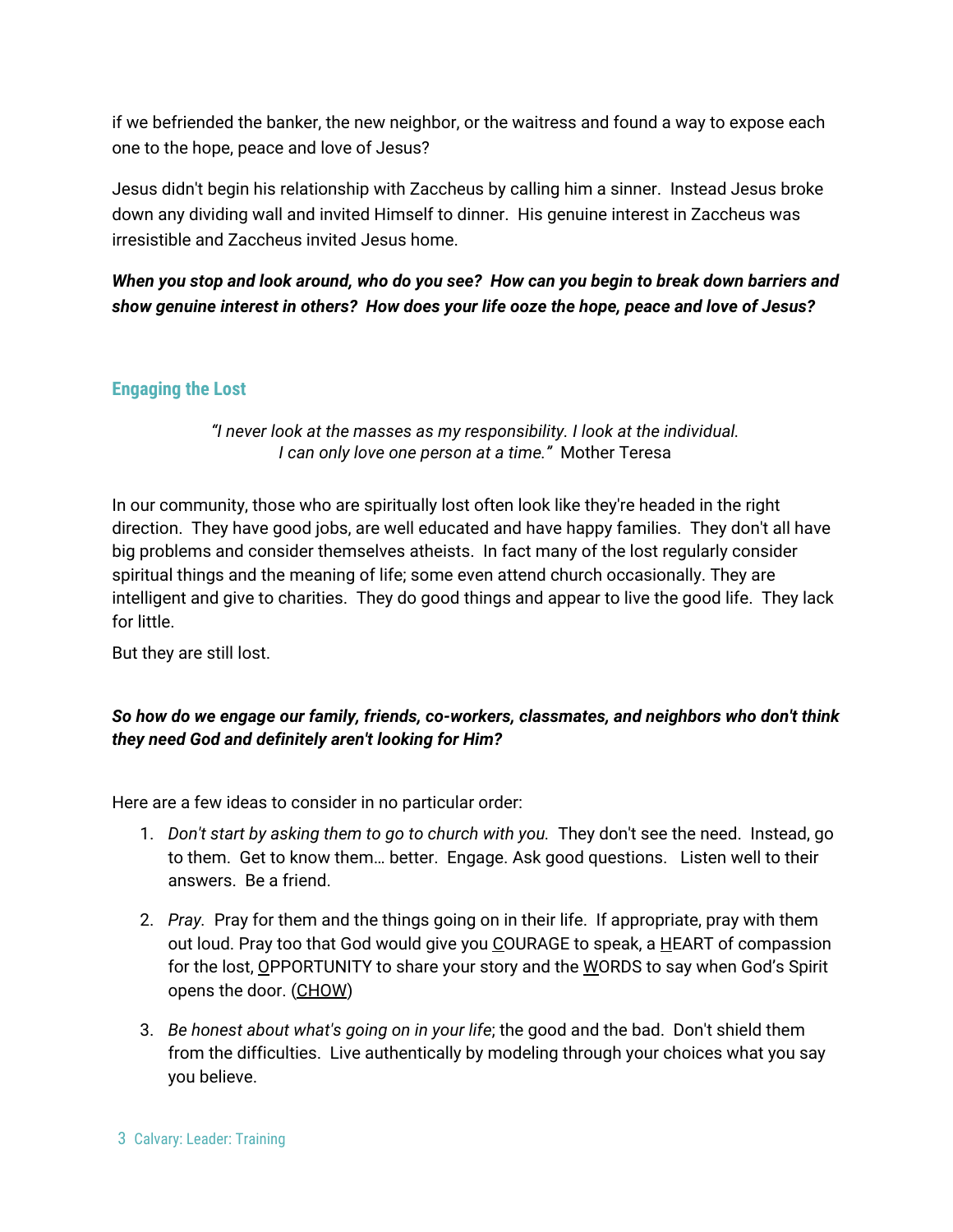if we befriended the banker, the new neighbor, or the waitress and found a way to expose each one to the hope, peace and love of Jesus?

Jesus didn't begin his relationship with Zaccheus by calling him a sinner. Instead Jesus broke down any dividing wall and invited Himself to dinner. His genuine interest in Zaccheus was irresistible and Zaccheus invited Jesus home.

***When you stop and look around, who do you see? How can you begin to break down barriers and show genuine interest in others? How does your life ooze the hope, peace and love of Jesus?***

## Engaging the Lost

> *"I never look at the masses as my responsibility. I look at the individual. I can only love one person at a time."* Mother Teresa

In our community, those who are spiritually lost often look like they're headed in the right direction. They have good jobs, are well educated and have happy families. They don't all have big problems and consider themselves atheists. In fact many of the lost regularly consider spiritual things and the meaning of life; some even attend church occasionally. They are intelligent and give to charities. They do good things and appear to live the good life. They lack for little.

But they are still lost.

***So how do we engage our family, friends, co-workers, classmates, and neighbors who don't think they need God and definitely aren't looking for Him?***

Here are a few ideas to consider in no particular order:

1. *Don't start by asking them to go to church with you.* They don't see the need. Instead, go to them. Get to know them… better. Engage. Ask good questions. Listen well to their answers. Be a friend.
2. *Pray*. Pray for them and the things going on in their life. If appropriate, pray with them out loud. Pray too that God would give you COURAGE to speak, a HEART of compassion for the lost, OPPORTUNITY to share your story and the WORDS to say when God's Spirit opens the door. (CHOW)
3. *Be honest about what's going on in your life*; the good and the bad. Don't shield them from the difficulties. Live authentically by modeling through your choices what you say you believe.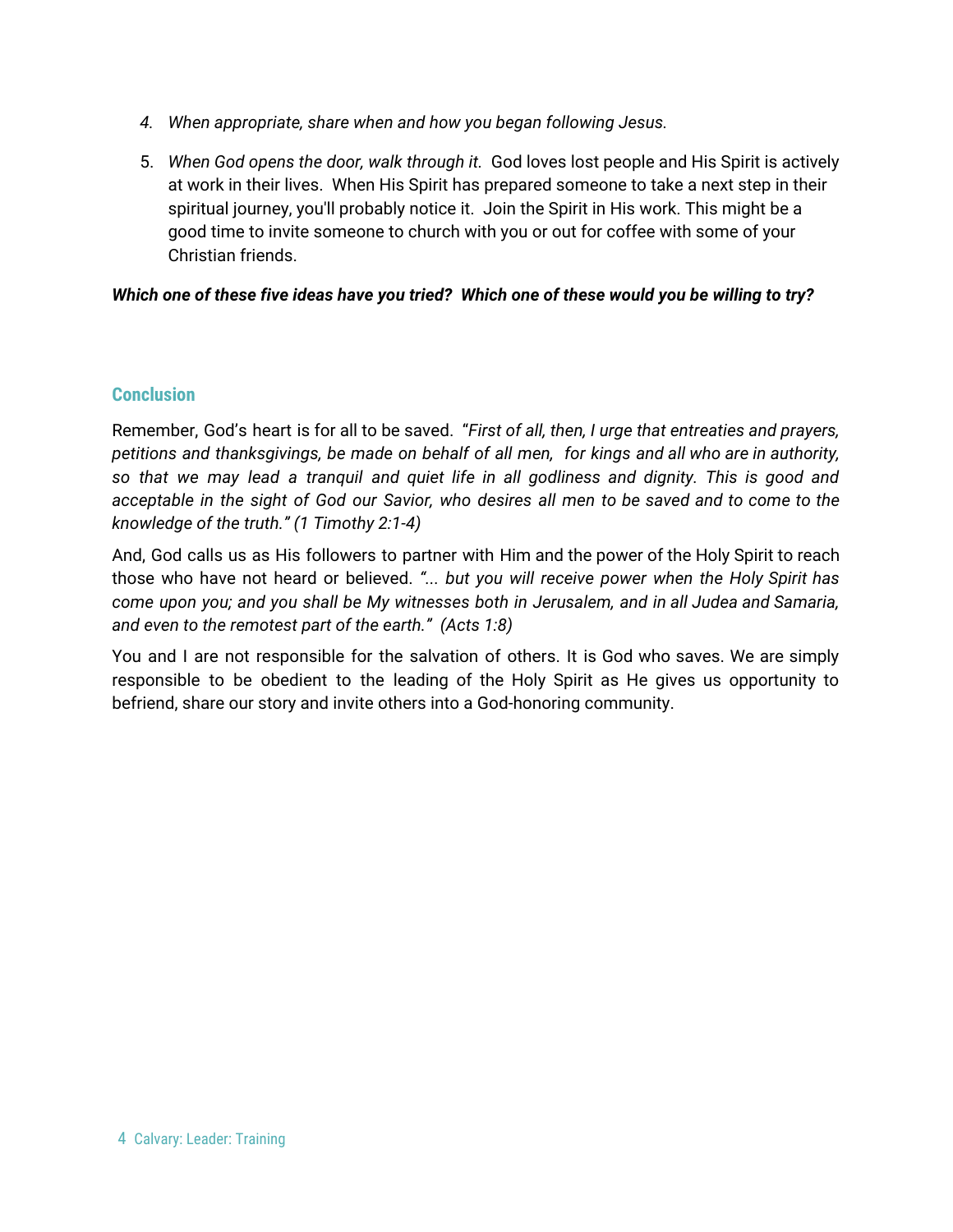4. *When appropriate, share when and how you began following Jesus.*

5. *When God opens the door, walk through it.* God loves lost people and His Spirit is actively at work in their lives. When His Spirit has prepared someone to take a next step in their spiritual journey, you'll probably notice it. Join the Spirit in His work. This might be a good time to invite someone to church with you or out for coffee with some of your Christian friends.

***Which one of these five ideas have you tried? Which one of these would you be willing to try?***

## Conclusion

Remember, God's heart is for all to be saved. *"First of all, then, I urge that entreaties and prayers, petitions and thanksgivings, be made on behalf of all men, for kings and all who are in authority, so that we may lead a tranquil and quiet life in all godliness and dignity. This is good and acceptable in the sight of God our Savior, who desires all men to be saved and to come to the knowledge of the truth." (1 Timothy 2:1-4)*

And, God calls us as His followers to partner with Him and the power of the Holy Spirit to reach those who have not heard or believed. *"... but you will receive power when the Holy Spirit has come upon you; and you shall be My witnesses both in Jerusalem, and in all Judea and Samaria, and even to the remotest part of the earth." (Acts 1:8)*

You and I are not responsible for the salvation of others. It is God who saves. We are simply responsible to be obedient to the leading of the Holy Spirit as He gives us opportunity to befriend, share our story and invite others into a God-honoring community.